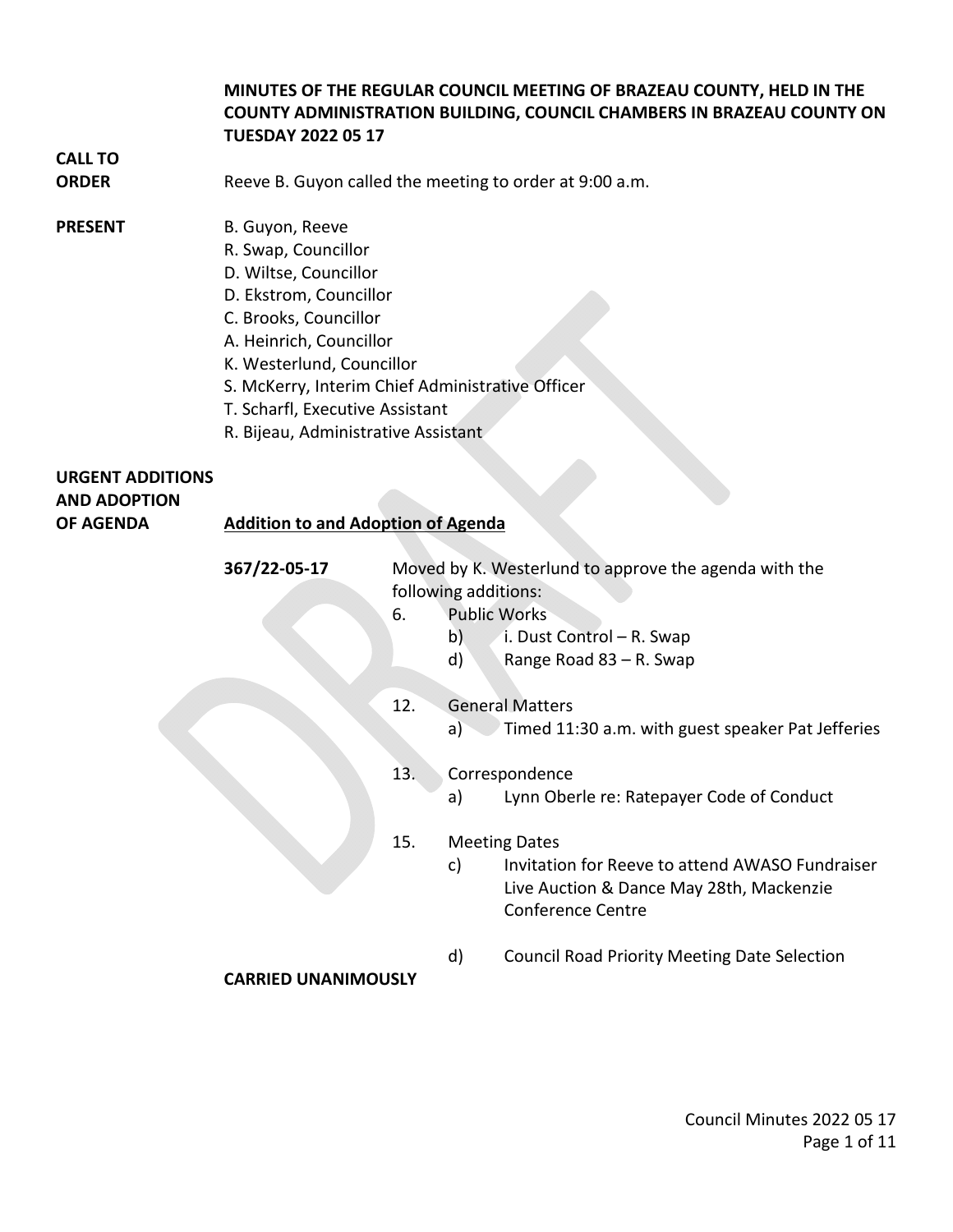**MINUTES OF THE REGULAR COUNCIL MEETING OF BRAZEAU COUNTY, HELD IN THE COUNTY ADMINISTRATION BUILDING, COUNCIL CHAMBERS IN BRAZEAU COUNTY ON TUESDAY 2022 05 17**

**CALL TO ORDER**

Reeve B. Guyon called the meeting to order at 9:00 a.m.

**PRESENT**

B. Guyon, Reeve
R. Swap, Councillor
D. Wiltse, Councillor
D. Ekstrom, Councillor
C. Brooks, Councillor
A. Heinrich, Councillor
K. Westerlund, Councillor
S. McKerry, Interim Chief Administrative Officer
T. Scharfl, Executive Assistant
R. Bijeau, Administrative Assistant

**URGENT ADDITIONS AND ADOPTION OF AGENDA**

**Addition to and Adoption of Agenda**

**367/22-05-17** Moved by K. Westerlund to approve the agenda with the following additions:

6. Public Works
   - b) i. Dust Control – R. Swap
   - d) Range Road 83 – R. Swap

12. General Matters
   - a) Timed 11:30 a.m. with guest speaker Pat Jefferies

13. Correspondence
   - a) Lynn Oberle re: Ratepayer Code of Conduct

15. Meeting Dates
   - c) Invitation for Reeve to attend AWASO Fundraiser Live Auction & Dance May 28th, Mackenzie Conference Centre
   - d) Council Road Priority Meeting Date Selection

**CARRIED UNANIMOUSLY**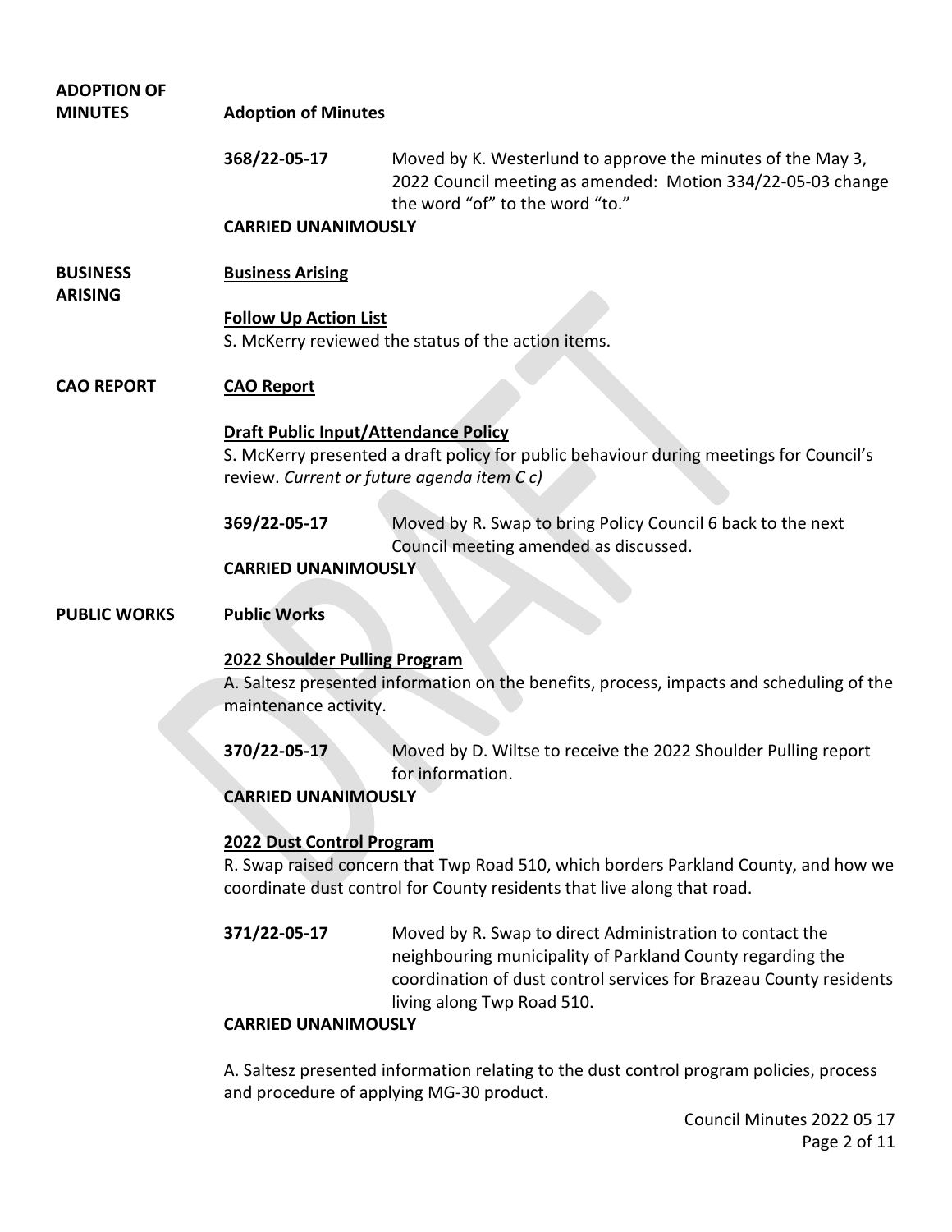**ADOPTION OF MINUTES**

**Adoption of Minutes**

**368/22-05-17** Moved by K. Westerlund to approve the minutes of the May 3, 2022 Council meeting as amended: Motion 334/22-05-03 change the word "of" to the word "to."

**CARRIED UNANIMOUSLY**

**BUSINESS ARISING**

**Business Arising**

**Follow Up Action List**

S. McKerry reviewed the status of the action items.

**CAO REPORT**

**CAO Report**

**Draft Public Input/Attendance Policy**

S. McKerry presented a draft policy for public behaviour during meetings for Council's review. *Current or future agenda item C c)*

**369/22-05-17** Moved by R. Swap to bring Policy Council 6 back to the next Council meeting amended as discussed.

**CARRIED UNANIMOUSLY**

**PUBLIC WORKS**

**Public Works**

**2022 Shoulder Pulling Program**

A. Saltesz presented information on the benefits, process, impacts and scheduling of the maintenance activity.

**370/22-05-17** Moved by D. Wiltse to receive the 2022 Shoulder Pulling report for information.

**CARRIED UNANIMOUSLY**

**2022 Dust Control Program**

R. Swap raised concern that Twp Road 510, which borders Parkland County, and how we coordinate dust control for County residents that live along that road.

**371/22-05-17** Moved by R. Swap to direct Administration to contact the neighbouring municipality of Parkland County regarding the coordination of dust control services for Brazeau County residents living along Twp Road 510.

**CARRIED UNANIMOUSLY**

A. Saltesz presented information relating to the dust control program policies, process and procedure of applying MG-30 product.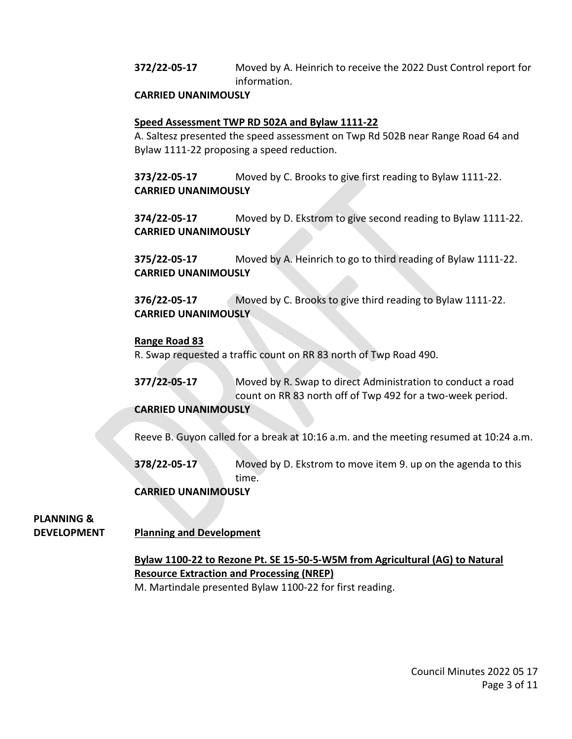**372/22-05-17** Moved by A. Heinrich to receive the 2022 Dust Control report for information.
**CARRIED UNANIMOUSLY**

**Speed Assessment TWP RD 502A and Bylaw 1111-22**

A. Saltesz presented the speed assessment on Twp Rd 502B near Range Road 64 and Bylaw 1111-22 proposing a speed reduction.

**373/22-05-17** Moved by C. Brooks to give first reading to Bylaw 1111-22.
**CARRIED UNANIMOUSLY**

**374/22-05-17** Moved by D. Ekstrom to give second reading to Bylaw 1111-22.
**CARRIED UNANIMOUSLY**

**375/22-05-17** Moved by A. Heinrich to go to third reading of Bylaw 1111-22.
**CARRIED UNANIMOUSLY**

**376/22-05-17** Moved by C. Brooks to give third reading to Bylaw 1111-22.
**CARRIED UNANIMOUSLY**

**Range Road 83**

R. Swap requested a traffic count on RR 83 north of Twp Road 490.

**377/22-05-17** Moved by R. Swap to direct Administration to conduct a road count on RR 83 north off of Twp 492 for a two-week period.
**CARRIED UNANIMOUSLY**

Reeve B. Guyon called for a break at 10:16 a.m. and the meeting resumed at 10:24 a.m.

**378/22-05-17** Moved by D. Ekstrom to move item 9. up on the agenda to this time.
**CARRIED UNANIMOUSLY**

**PLANNING & DEVELOPMENT**

**Planning and Development**

**Bylaw 1100-22 to Rezone Pt. SE 15-50-5-W5M from Agricultural (AG) to Natural Resource Extraction and Processing (NREP)**

M. Martindale presented Bylaw 1100-22 for first reading.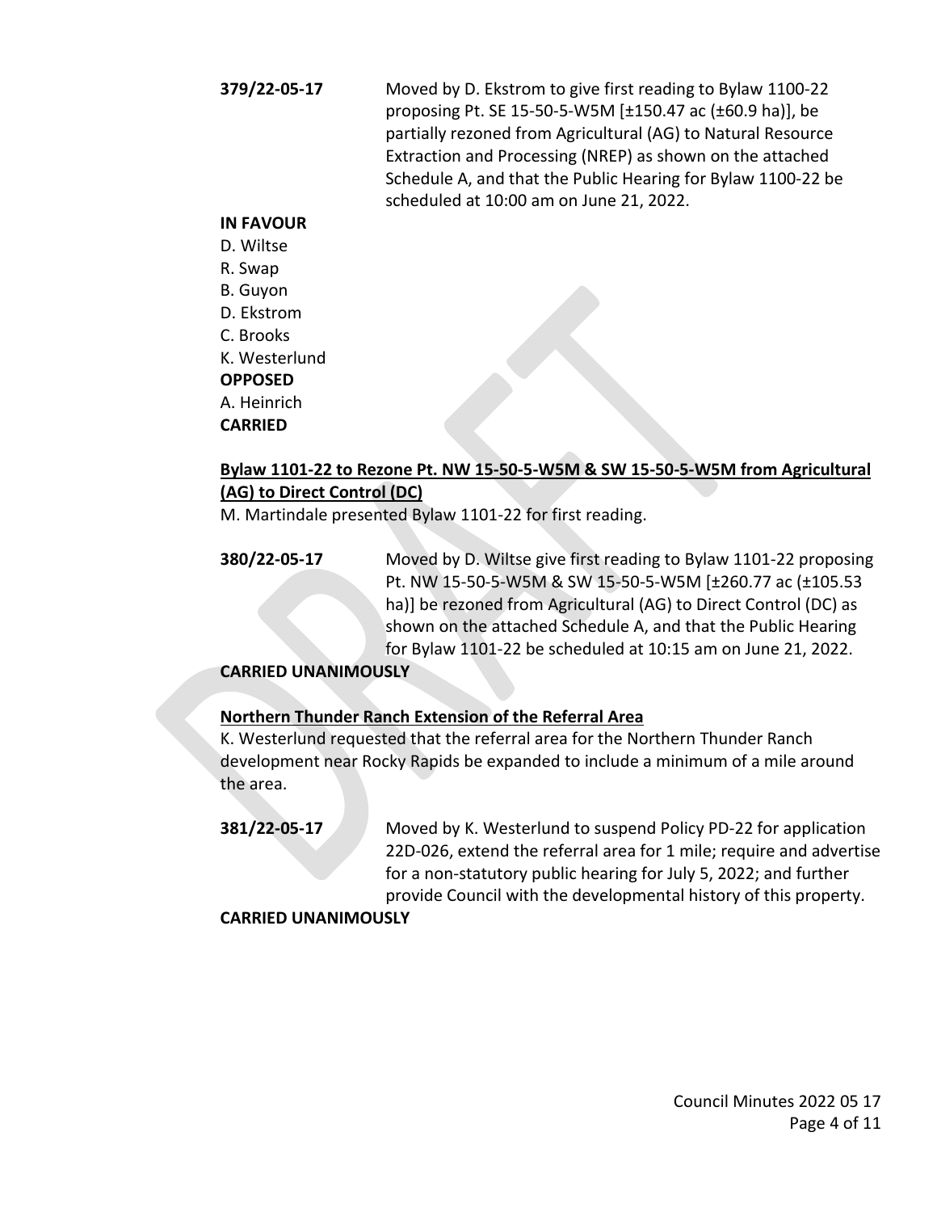**379/22-05-17** Moved by D. Ekstrom to give first reading to Bylaw 1100-22 proposing Pt. SE 15-50-5-W5M [±150.47 ac (±60.9 ha)], be partially rezoned from Agricultural (AG) to Natural Resource Extraction and Processing (NREP) as shown on the attached Schedule A, and that the Public Hearing for Bylaw 1100-22 be scheduled at 10:00 am on June 21, 2022.

**IN FAVOUR**
D. Wiltse
R. Swap
B. Guyon
D. Ekstrom
C. Brooks
K. Westerlund
**OPPOSED**
A. Heinrich
**CARRIED**

**Bylaw 1101-22 to Rezone Pt. NW 15-50-5-W5M & SW 15-50-5-W5M from Agricultural (AG) to Direct Control (DC)**

M. Martindale presented Bylaw 1101-22 for first reading.

**380/22-05-17** Moved by D. Wiltse give first reading to Bylaw 1101-22 proposing Pt. NW 15-50-5-W5M & SW 15-50-5-W5M [±260.77 ac (±105.53 ha)] be rezoned from Agricultural (AG) to Direct Control (DC) as shown on the attached Schedule A, and that the Public Hearing for Bylaw 1101-22 be scheduled at 10:15 am on June 21, 2022.

**CARRIED UNANIMOUSLY**

**Northern Thunder Ranch Extension of the Referral Area**

K. Westerlund requested that the referral area for the Northern Thunder Ranch development near Rocky Rapids be expanded to include a minimum of a mile around the area.

**381/22-05-17** Moved by K. Westerlund to suspend Policy PD-22 for application 22D-026, extend the referral area for 1 mile; require and advertise for a non-statutory public hearing for July 5, 2022; and further provide Council with the developmental history of this property.

**CARRIED UNANIMOUSLY**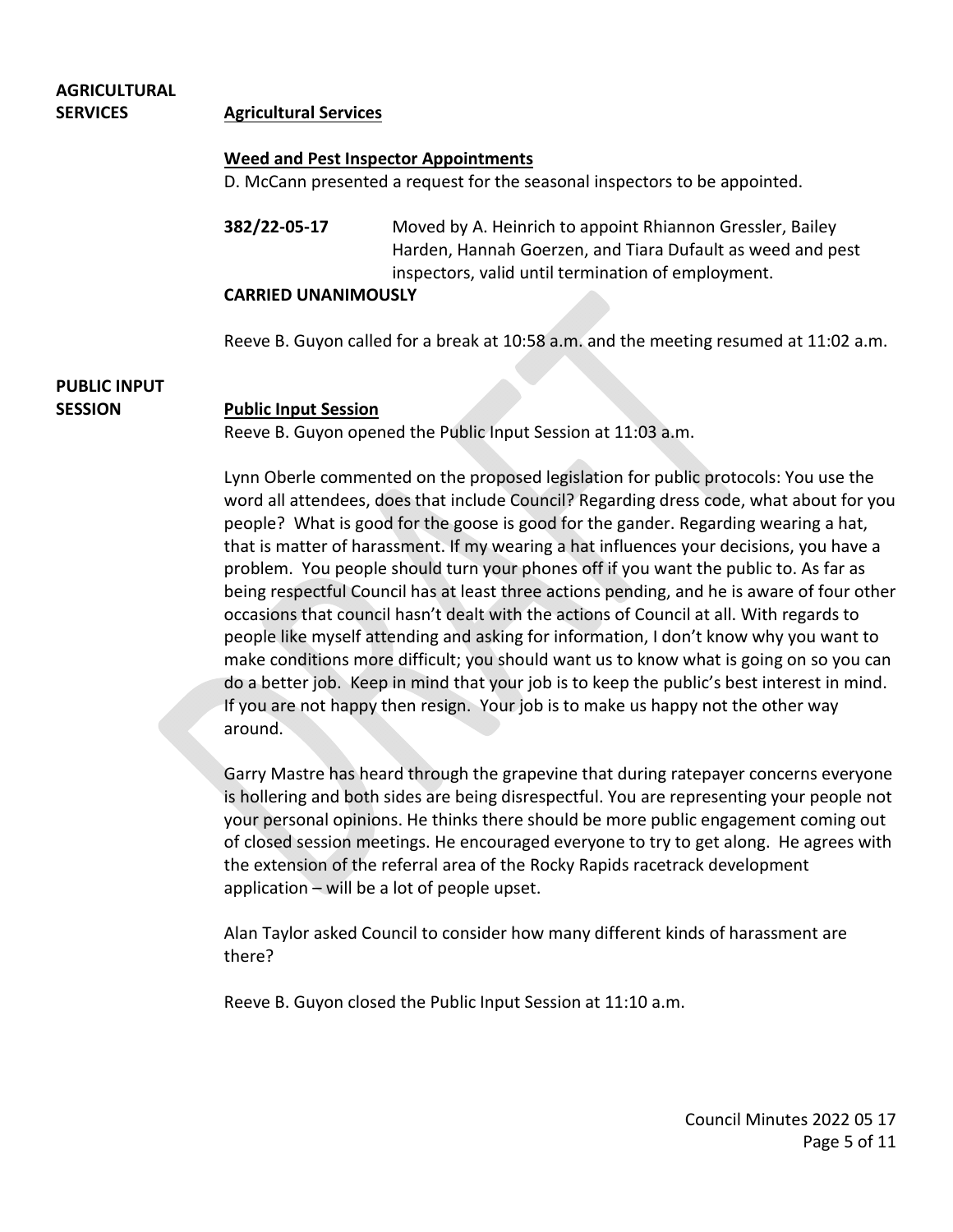**AGRICULTURAL SERVICES**

## Agricultural Services

### Weed and Pest Inspector Appointments

D. McCann presented a request for the seasonal inspectors to be appointed.

**382/22-05-17** Moved by A. Heinrich to appoint Rhiannon Gressler, Bailey Harden, Hannah Goerzen, and Tiara Dufault as weed and pest inspectors, valid until termination of employment.

**CARRIED UNANIMOUSLY**

Reeve B. Guyon called for a break at 10:58 a.m. and the meeting resumed at 11:02 a.m.

**PUBLIC INPUT SESSION**

## Public Input Session

Reeve B. Guyon opened the Public Input Session at 11:03 a.m.

Lynn Oberle commented on the proposed legislation for public protocols: You use the word all attendees, does that include Council? Regarding dress code, what about for you people? What is good for the goose is good for the gander. Regarding wearing a hat, that is matter of harassment. If my wearing a hat influences your decisions, you have a problem. You people should turn your phones off if you want the public to. As far as being respectful Council has at least three actions pending, and he is aware of four other occasions that council hasn't dealt with the actions of Council at all. With regards to people like myself attending and asking for information, I don't know why you want to make conditions more difficult; you should want us to know what is going on so you can do a better job. Keep in mind that your job is to keep the public's best interest in mind. If you are not happy then resign. Your job is to make us happy not the other way around.

Garry Mastre has heard through the grapevine that during ratepayer concerns everyone is hollering and both sides are being disrespectful. You are representing your people not your personal opinions. He thinks there should be more public engagement coming out of closed session meetings. He encouraged everyone to try to get along. He agrees with the extension of the referral area of the Rocky Rapids racetrack development application – will be a lot of people upset.

Alan Taylor asked Council to consider how many different kinds of harassment are there?

Reeve B. Guyon closed the Public Input Session at 11:10 a.m.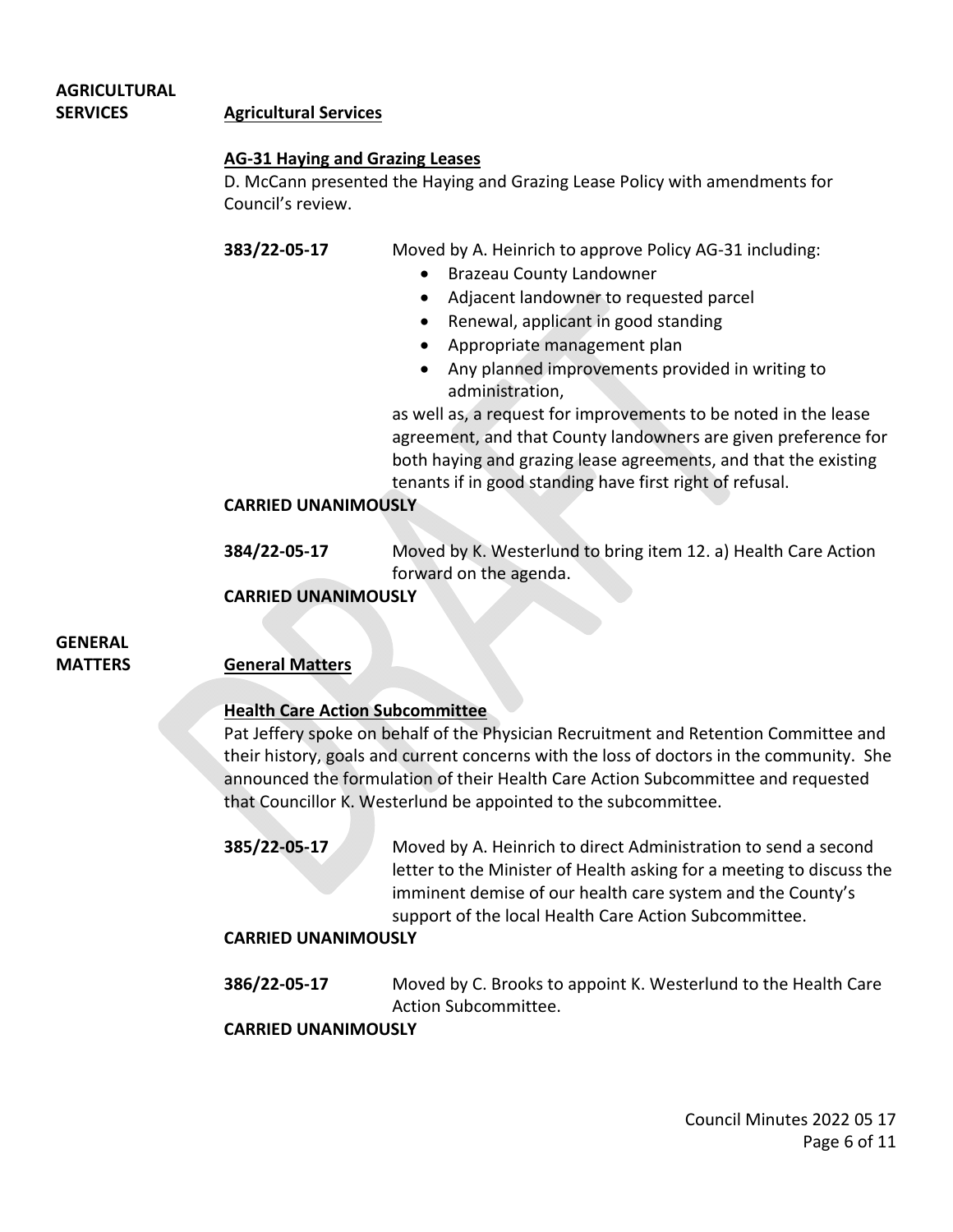**AGRICULTURAL SERVICES**

## Agricultural Services

### AG-31 Haying and Grazing Leases

D. McCann presented the Haying and Grazing Lease Policy with amendments for Council's review.

**383/22-05-17** Moved by A. Heinrich to approve Policy AG-31 including:

- Brazeau County Landowner
- Adjacent landowner to requested parcel
- Renewal, applicant in good standing
- Appropriate management plan
- Any planned improvements provided in writing to administration,

as well as, a request for improvements to be noted in the lease agreement, and that County landowners are given preference for both haying and grazing lease agreements, and that the existing tenants if in good standing have first right of refusal.

**CARRIED UNANIMOUSLY**

**384/22-05-17** Moved by K. Westerlund to bring item 12. a) Health Care Action forward on the agenda.

**CARRIED UNANIMOUSLY**

**GENERAL MATTERS**

## General Matters

### Health Care Action Subcommittee

Pat Jeffery spoke on behalf of the Physician Recruitment and Retention Committee and their history, goals and current concerns with the loss of doctors in the community. She announced the formulation of their Health Care Action Subcommittee and requested that Councillor K. Westerlund be appointed to the subcommittee.

**385/22-05-17** Moved by A. Heinrich to direct Administration to send a second letter to the Minister of Health asking for a meeting to discuss the imminent demise of our health care system and the County's support of the local Health Care Action Subcommittee.

**CARRIED UNANIMOUSLY**

**386/22-05-17** Moved by C. Brooks to appoint K. Westerlund to the Health Care Action Subcommittee.

**CARRIED UNANIMOUSLY**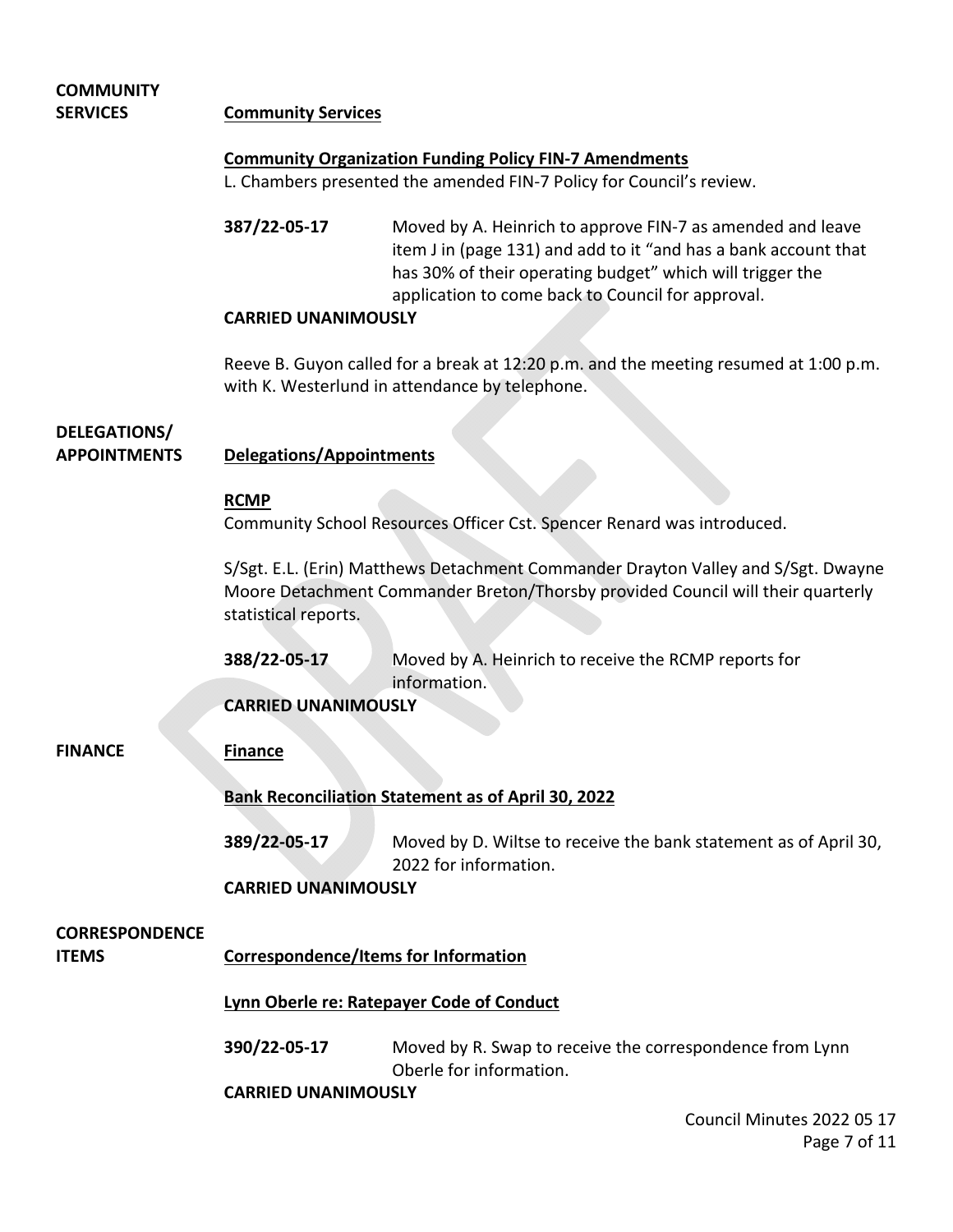## COMMUNITY SERVICES

### Community Services

**Community Organization Funding Policy FIN-7 Amendments**

L. Chambers presented the amended FIN-7 Policy for Council's review.

**387/22-05-17** Moved by A. Heinrich to approve FIN-7 as amended and leave item J in (page 131) and add to it "and has a bank account that has 30% of their operating budget" which will trigger the application to come back to Council for approval.

**CARRIED UNANIMOUSLY**

Reeve B. Guyon called for a break at 12:20 p.m. and the meeting resumed at 1:00 p.m. with K. Westerlund in attendance by telephone.

## DELEGATIONS/ APPOINTMENTS

### Delegations/Appointments

**RCMP**

Community School Resources Officer Cst. Spencer Renard was introduced.

S/Sgt. E.L. (Erin) Matthews Detachment Commander Drayton Valley and S/Sgt. Dwayne Moore Detachment Commander Breton/Thorsby provided Council will their quarterly statistical reports.

**388/22-05-17** Moved by A. Heinrich to receive the RCMP reports for information.

**CARRIED UNANIMOUSLY**

## FINANCE

### Finance

**Bank Reconciliation Statement as of April 30, 2022**

**389/22-05-17** Moved by D. Wiltse to receive the bank statement as of April 30, 2022 for information.

**CARRIED UNANIMOUSLY**

## CORRESPONDENCE ITEMS

### Correspondence/Items for Information

**Lynn Oberle re: Ratepayer Code of Conduct**

**390/22-05-17** Moved by R. Swap to receive the correspondence from Lynn Oberle for information.

**CARRIED UNANIMOUSLY**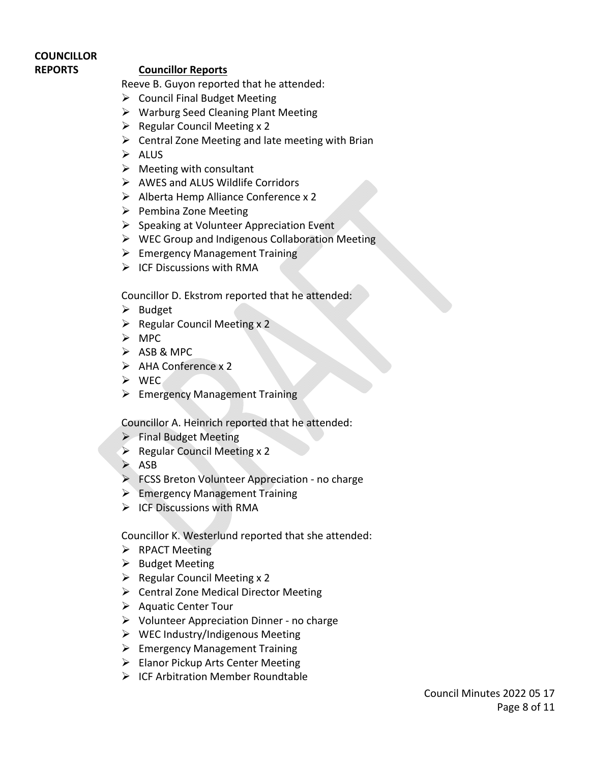**COUNCILLOR REPORTS**

## Councillor Reports

Reeve B. Guyon reported that he attended:

- Council Final Budget Meeting
- Warburg Seed Cleaning Plant Meeting
- Regular Council Meeting x 2
- Central Zone Meeting and late meeting with Brian
- ALUS
- Meeting with consultant
- AWES and ALUS Wildlife Corridors
- Alberta Hemp Alliance Conference x 2
- Pembina Zone Meeting
- Speaking at Volunteer Appreciation Event
- WEC Group and Indigenous Collaboration Meeting
- Emergency Management Training
- ICF Discussions with RMA

Councillor D. Ekstrom reported that he attended:

- Budget
- Regular Council Meeting x 2
- MPC
- ASB & MPC
- AHA Conference x 2
- WEC
- Emergency Management Training

Councillor A. Heinrich reported that he attended:

- Final Budget Meeting
- Regular Council Meeting x 2
- ASB
- FCSS Breton Volunteer Appreciation - no charge
- Emergency Management Training
- ICF Discussions with RMA

Councillor K. Westerlund reported that she attended:

- RPACT Meeting
- Budget Meeting
- Regular Council Meeting x 2
- Central Zone Medical Director Meeting
- Aquatic Center Tour
- Volunteer Appreciation Dinner - no charge
- WEC Industry/Indigenous Meeting
- Emergency Management Training
- Elanor Pickup Arts Center Meeting
- ICF Arbitration Member Roundtable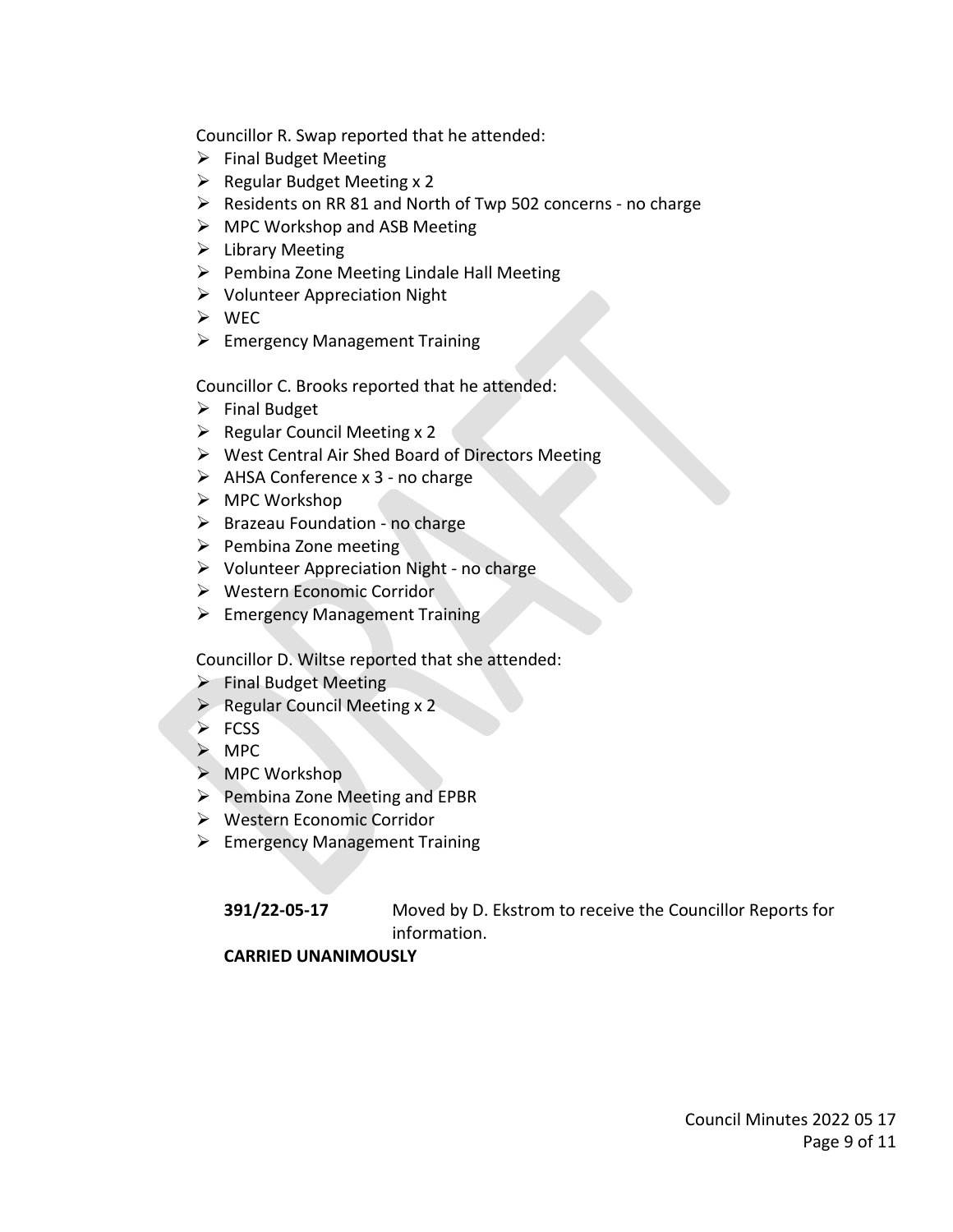Councillor R. Swap reported that he attended:

- Final Budget Meeting
- Regular Budget Meeting x 2
- Residents on RR 81 and North of Twp 502 concerns - no charge
- MPC Workshop and ASB Meeting
- Library Meeting
- Pembina Zone Meeting Lindale Hall Meeting
- Volunteer Appreciation Night
- WEC
- Emergency Management Training

Councillor C. Brooks reported that he attended:

- Final Budget
- Regular Council Meeting x 2
- West Central Air Shed Board of Directors Meeting
- AHSA Conference x 3 - no charge
- MPC Workshop
- Brazeau Foundation - no charge
- Pembina Zone meeting
- Volunteer Appreciation Night - no charge
- Western Economic Corridor
- Emergency Management Training

Councillor D. Wiltse reported that she attended:

- Final Budget Meeting
- Regular Council Meeting x 2
- FCSS
- MPC
- MPC Workshop
- Pembina Zone Meeting and EPBR
- Western Economic Corridor
- Emergency Management Training

**391/22-05-17** Moved by D. Ekstrom to receive the Councillor Reports for information.

**CARRIED UNANIMOUSLY**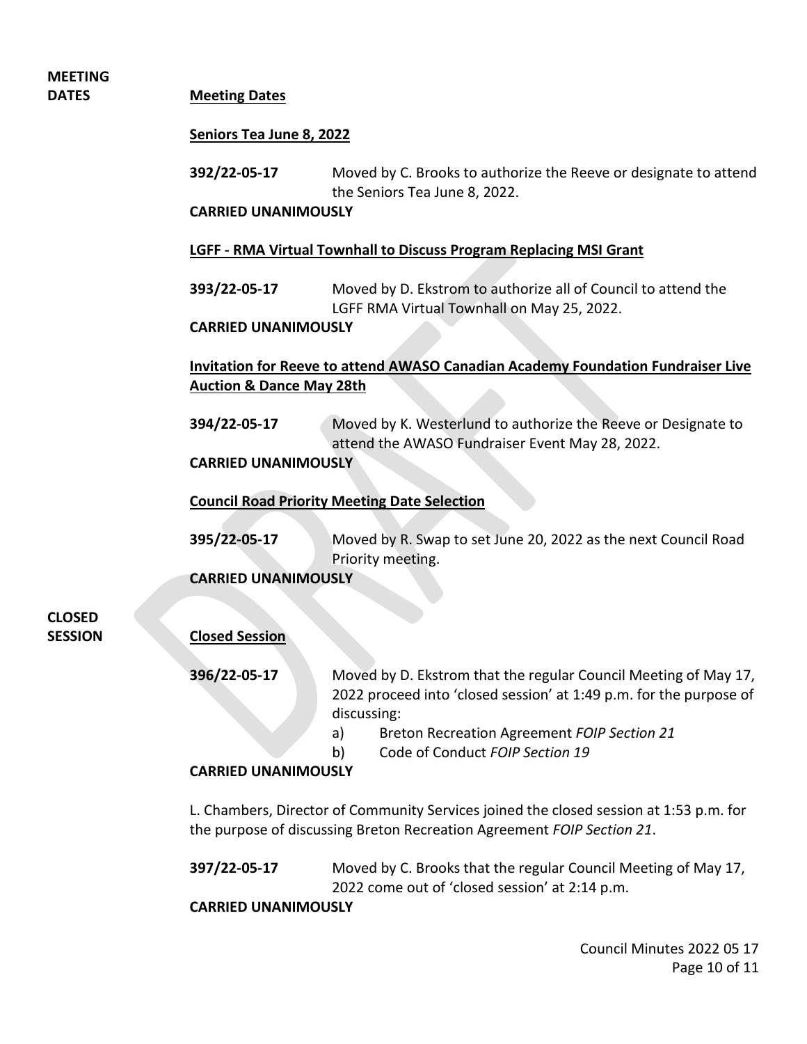**MEETING DATES**

**Meeting Dates**

**Seniors Tea June 8, 2022**

**392/22-05-17** Moved by C. Brooks to authorize the Reeve or designate to attend the Seniors Tea June 8, 2022.

**CARRIED UNANIMOUSLY**

**LGFF - RMA Virtual Townhall to Discuss Program Replacing MSI Grant**

**393/22-05-17** Moved by D. Ekstrom to authorize all of Council to attend the LGFF RMA Virtual Townhall on May 25, 2022.

**CARRIED UNANIMOUSLY**

**Invitation for Reeve to attend AWASO Canadian Academy Foundation Fundraiser Live Auction & Dance May 28th**

**394/22-05-17** Moved by K. Westerlund to authorize the Reeve or Designate to attend the AWASO Fundraiser Event May 28, 2022.

**CARRIED UNANIMOUSLY**

**Council Road Priority Meeting Date Selection**

**395/22-05-17** Moved by R. Swap to set June 20, 2022 as the next Council Road Priority meeting.

**CARRIED UNANIMOUSLY**

**CLOSED SESSION**

**Closed Session**

**396/22-05-17** Moved by D. Ekstrom that the regular Council Meeting of May 17, 2022 proceed into 'closed session' at 1:49 p.m. for the purpose of discussing:

a) Breton Recreation Agreement *FOIP Section 21*
b) Code of Conduct *FOIP Section 19*

**CARRIED UNANIMOUSLY**

L. Chambers, Director of Community Services joined the closed session at 1:53 p.m. for the purpose of discussing Breton Recreation Agreement *FOIP Section 21*.

**397/22-05-17** Moved by C. Brooks that the regular Council Meeting of May 17, 2022 come out of 'closed session' at 2:14 p.m.

**CARRIED UNANIMOUSLY**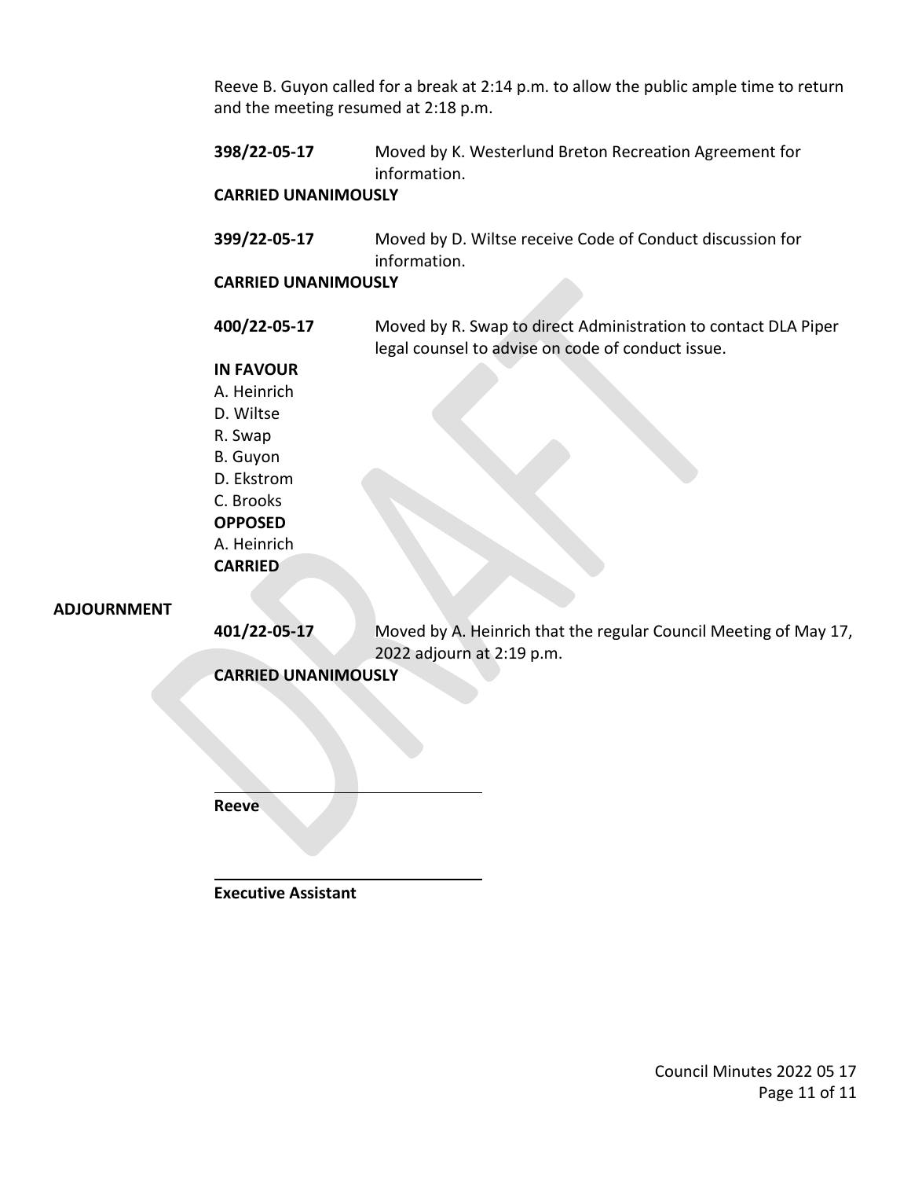Reeve B. Guyon called for a break at 2:14 p.m. to allow the public ample time to return and the meeting resumed at 2:18 p.m.

**398/22-05-17** Moved by K. Westerlund Breton Recreation Agreement for information.

**CARRIED UNANIMOUSLY**

**399/22-05-17** Moved by D. Wiltse receive Code of Conduct discussion for information.

**CARRIED UNANIMOUSLY**

**400/22-05-17** Moved by R. Swap to direct Administration to contact DLA Piper legal counsel to advise on code of conduct issue.

**IN FAVOUR**
A. Heinrich
D. Wiltse
R. Swap
B. Guyon
D. Ekstrom
C. Brooks

**OPPOSED**
A. Heinrich

**CARRIED**

## ADJOURNMENT

**401/22-05-17** Moved by A. Heinrich that the regular Council Meeting of May 17, 2022 adjourn at 2:19 p.m.

**CARRIED UNANIMOUSLY**

\_\_\_\_\_\_\_\_\_\_\_\_\_\_\_\_\_\_\_\_\_\_\_\_\_\_\_\_\_\_
**Reeve**

\_\_\_\_\_\_\_\_\_\_\_\_\_\_\_\_\_\_\_\_\_\_\_\_\_\_\_\_\_\_
**Executive Assistant**